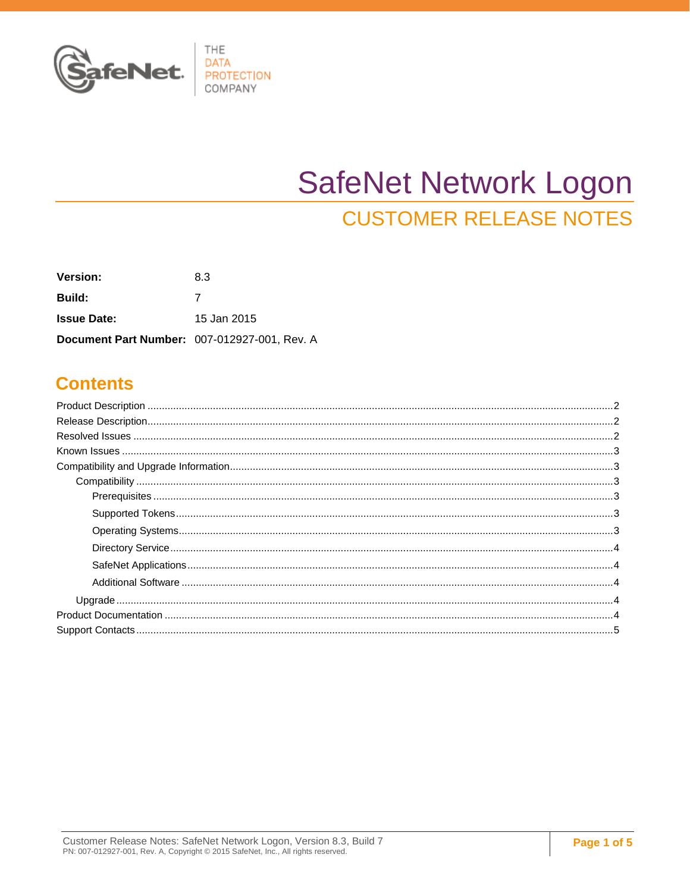# SafeNet Network Logon

## CUSTOMER RELEASE NOTES

**Version:** 8.3

**Build:** 7

**Issue Date:** 15 Jan 2015

**Document Part Number:** 007-012927-001, Rev. A

## Contents

- Product Description .......... 2
- Release Description .......... 2
- Resolved Issues .......... 2
- Known Issues .......... 3
- Compatibility and Upgrade Information .......... 3
  - Compatibility .......... 3
    - Prerequisites .......... 3
    - Supported Tokens .......... 3
    - Operating Systems .......... 3
    - Directory Service .......... 4
    - SafeNet Applications .......... 4
    - Additional Software .......... 4
  - Upgrade .......... 4
- Product Documentation .......... 4
- Support Contacts .......... 5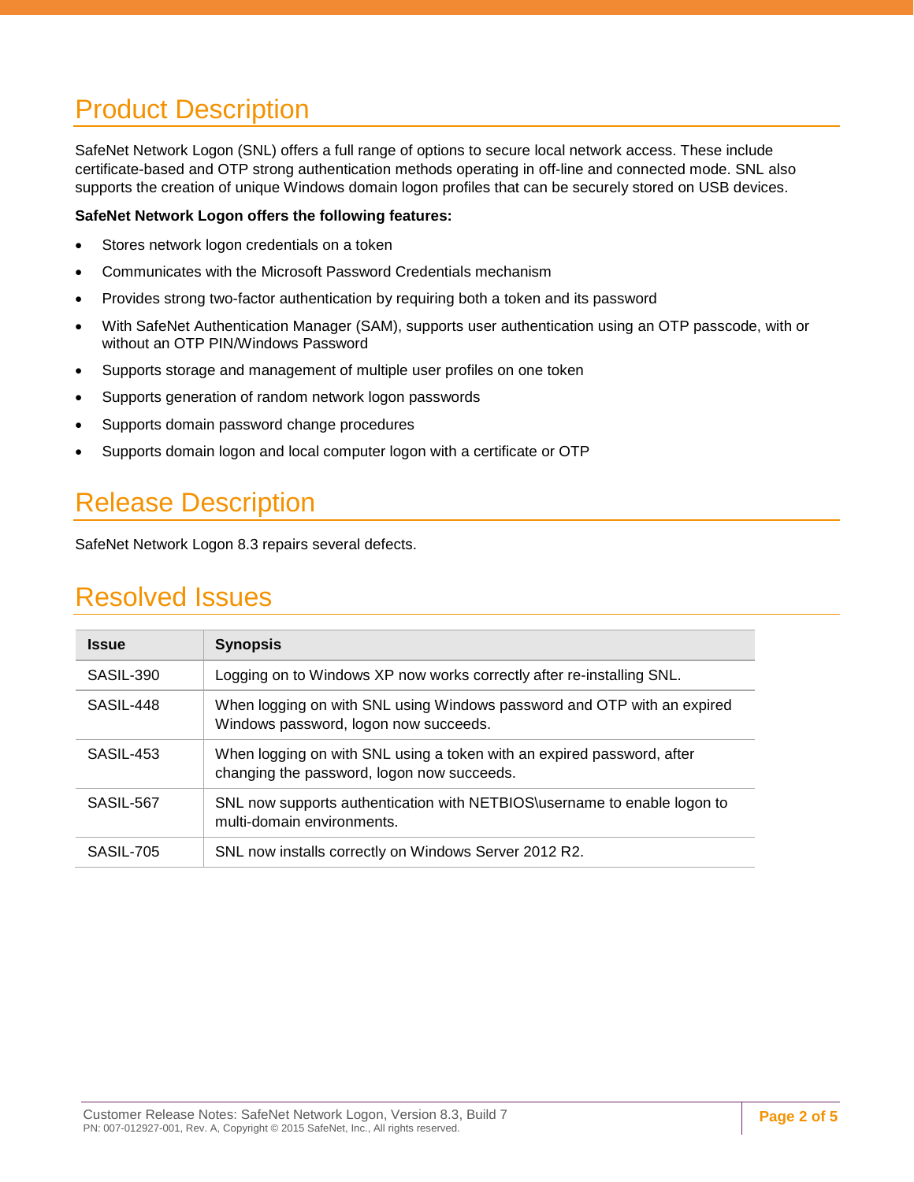# Product Description

SafeNet Network Logon (SNL) offers a full range of options to secure local network access. These include certificate-based and OTP strong authentication methods operating in off-line and connected mode. SNL also supports the creation of unique Windows domain logon profiles that can be securely stored on USB devices.

**SafeNet Network Logon offers the following features:**

- Stores network logon credentials on a token
- Communicates with the Microsoft Password Credentials mechanism
- Provides strong two-factor authentication by requiring both a token and its password
- With SafeNet Authentication Manager (SAM), supports user authentication using an OTP passcode, with or without an OTP PIN/Windows Password
- Supports storage and management of multiple user profiles on one token
- Supports generation of random network logon passwords
- Supports domain password change procedures
- Supports domain logon and local computer logon with a certificate or OTP

# Release Description

SafeNet Network Logon 8.3 repairs several defects.

# Resolved Issues

| Issue | Synopsis |
|---|---|
| SASIL-390 | Logging on to Windows XP now works correctly after re-installing SNL. |
| SASIL-448 | When logging on with SNL using Windows password and OTP with an expired Windows password, logon now succeeds. |
| SASIL-453 | When logging on with SNL using a token with an expired password, after changing the password, logon now succeeds. |
| SASIL-567 | SNL now supports authentication with NETBIOS\username to enable logon to multi-domain environments. |
| SASIL-705 | SNL now installs correctly on Windows Server 2012 R2. |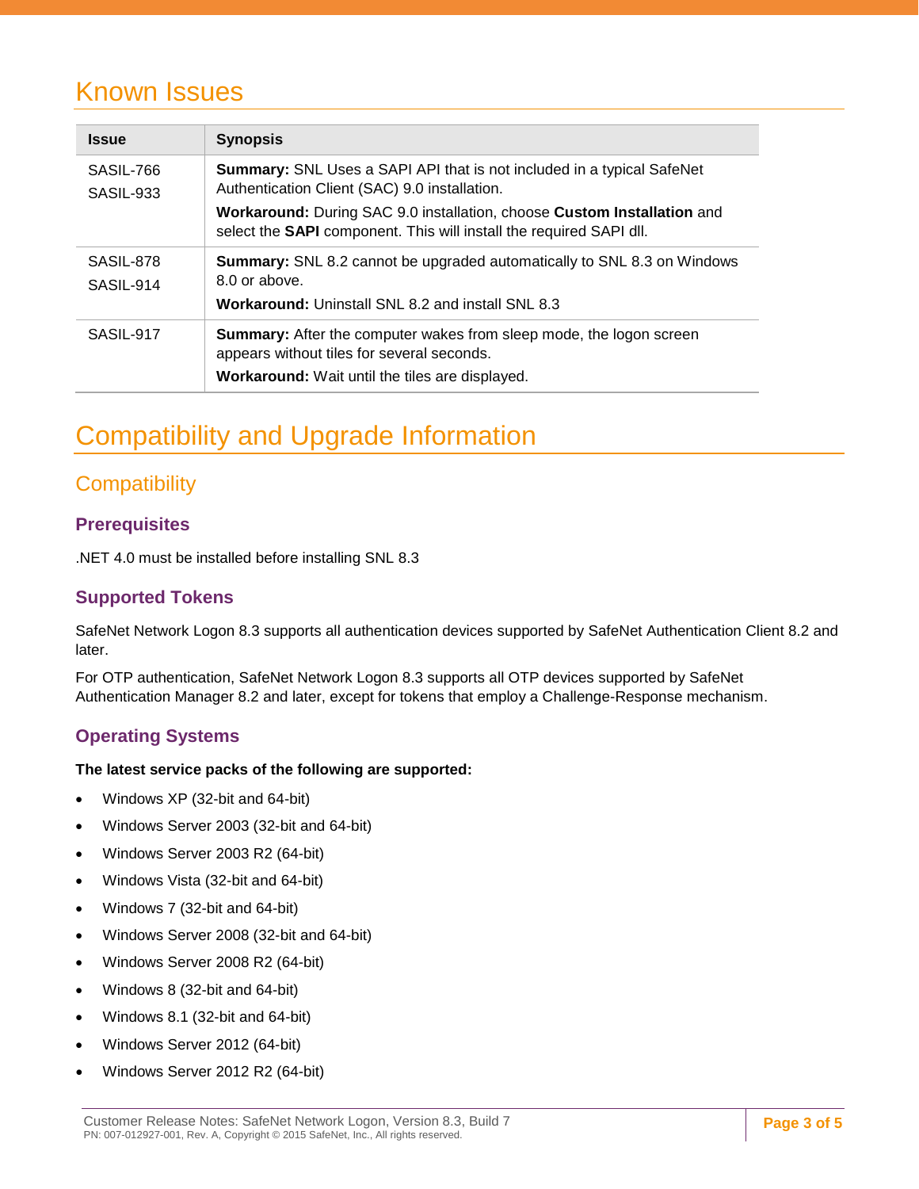# Known Issues

| Issue | Synopsis |
| --- | --- |
| SASIL-766<br>SASIL-933 | **Summary:** SNL Uses a SAPI API that is not included in a typical SafeNet Authentication Client (SAC) 9.0 installation.<br>**Workaround:** During SAC 9.0 installation, choose **Custom Installation** and select the **SAPI** component. This will install the required SAPI dll. |
| SASIL-878<br>SASIL-914 | **Summary:** SNL 8.2 cannot be upgraded automatically to SNL 8.3 on Windows 8.0 or above.<br>**Workaround:** Uninstall SNL 8.2 and install SNL 8.3 |
| SASIL-917 | **Summary:** After the computer wakes from sleep mode, the logon screen appears without tiles for several seconds.<br>**Workaround:** Wait until the tiles are displayed. |

# Compatibility and Upgrade Information

## Compatibility

### Prerequisites

.NET 4.0 must be installed before installing SNL 8.3

### Supported Tokens

SafeNet Network Logon 8.3 supports all authentication devices supported by SafeNet Authentication Client 8.2 and later.

For OTP authentication, SafeNet Network Logon 8.3 supports all OTP devices supported by SafeNet Authentication Manager 8.2 and later, except for tokens that employ a Challenge-Response mechanism.

### Operating Systems

**The latest service packs of the following are supported:**

- Windows XP (32-bit and 64-bit)
- Windows Server 2003 (32-bit and 64-bit)
- Windows Server 2003 R2 (64-bit)
- Windows Vista (32-bit and 64-bit)
- Windows 7 (32-bit and 64-bit)
- Windows Server 2008 (32-bit and 64-bit)
- Windows Server 2008 R2 (64-bit)
- Windows 8 (32-bit and 64-bit)
- Windows 8.1 (32-bit and 64-bit)
- Windows Server 2012 (64-bit)
- Windows Server 2012 R2 (64-bit)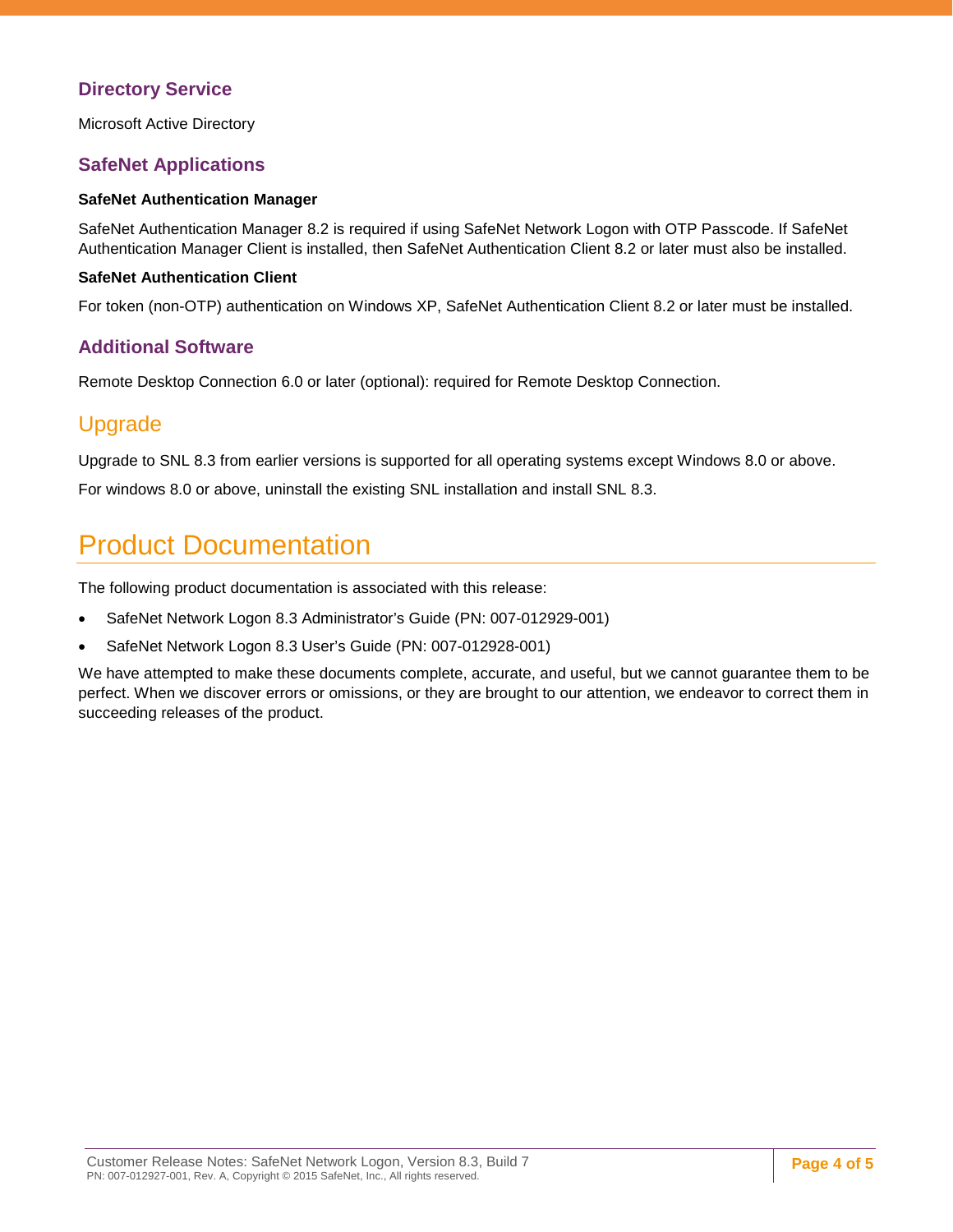### Directory Service

Microsoft Active Directory

### SafeNet Applications

**SafeNet Authentication Manager**

SafeNet Authentication Manager 8.2 is required if using SafeNet Network Logon with OTP Passcode. If SafeNet Authentication Manager Client is installed, then SafeNet Authentication Client 8.2 or later must also be installed.

**SafeNet Authentication Client**

For token (non-OTP) authentication on Windows XP, SafeNet Authentication Client 8.2 or later must be installed.

### Additional Software

Remote Desktop Connection 6.0 or later (optional): required for Remote Desktop Connection.

## Upgrade

Upgrade to SNL 8.3 from earlier versions is supported for all operating systems except Windows 8.0 or above.

For windows 8.0 or above, uninstall the existing SNL installation and install SNL 8.3.

# Product Documentation

The following product documentation is associated with this release:

- SafeNet Network Logon 8.3 Administrator's Guide (PN: 007-012929-001)
- SafeNet Network Logon 8.3 User's Guide (PN: 007-012928-001)

We have attempted to make these documents complete, accurate, and useful, but we cannot guarantee them to be perfect. When we discover errors or omissions, or they are brought to our attention, we endeavor to correct them in succeeding releases of the product.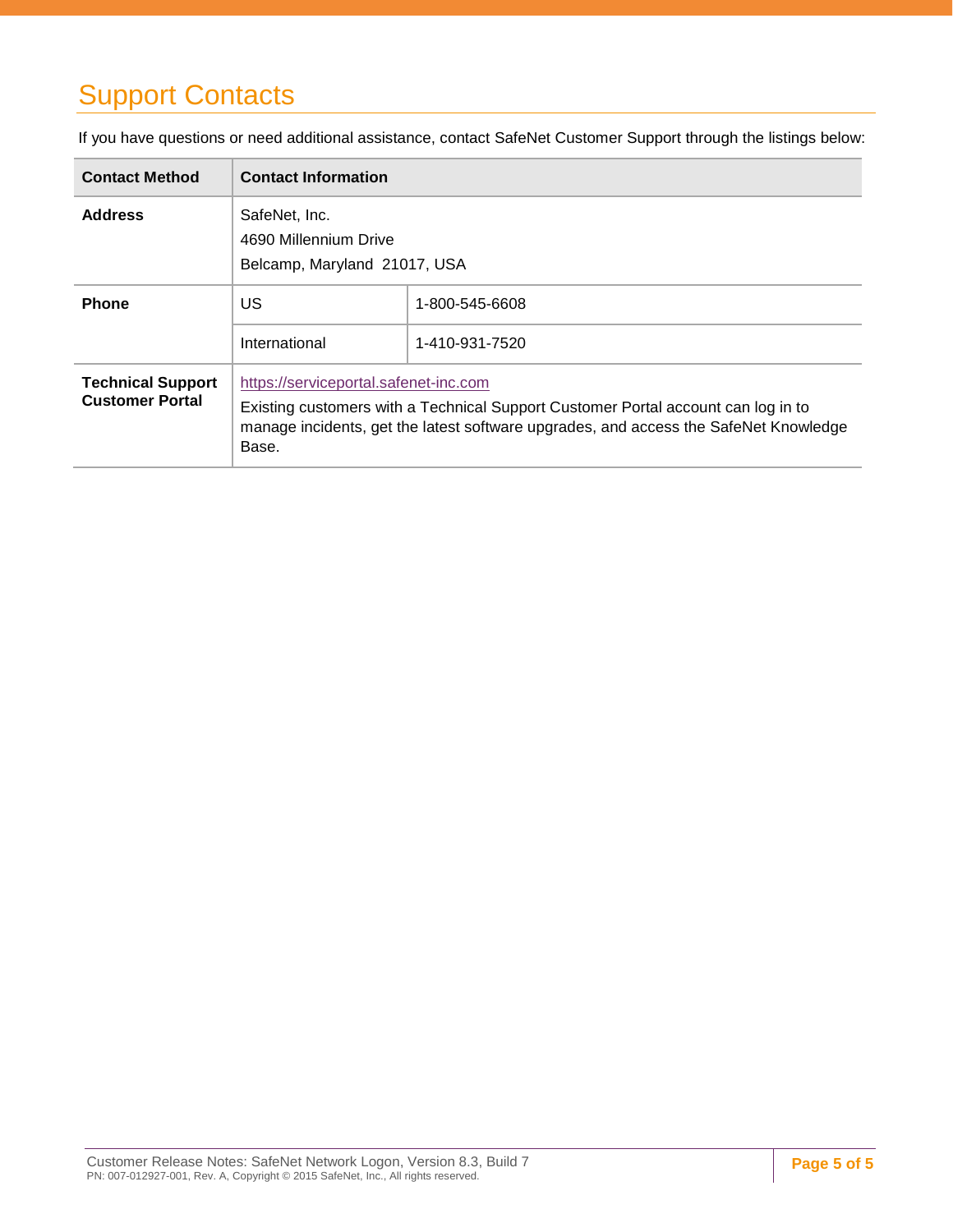## Support Contacts

If you have questions or need additional assistance, contact SafeNet Customer Support through the listings below:

| Contact Method | Contact Information | |
|---|---|---|
| **Address** | SafeNet, Inc.<br>4690 Millennium Drive<br>Belcamp, Maryland 21017, USA | |
| **Phone** | US | 1-800-545-6608 |
| | International | 1-410-931-7520 |
| **Technical Support Customer Portal** | https://serviceportal.safenet-inc.com<br>Existing customers with a Technical Support Customer Portal account can log in to manage incidents, get the latest software upgrades, and access the SafeNet Knowledge Base. | |